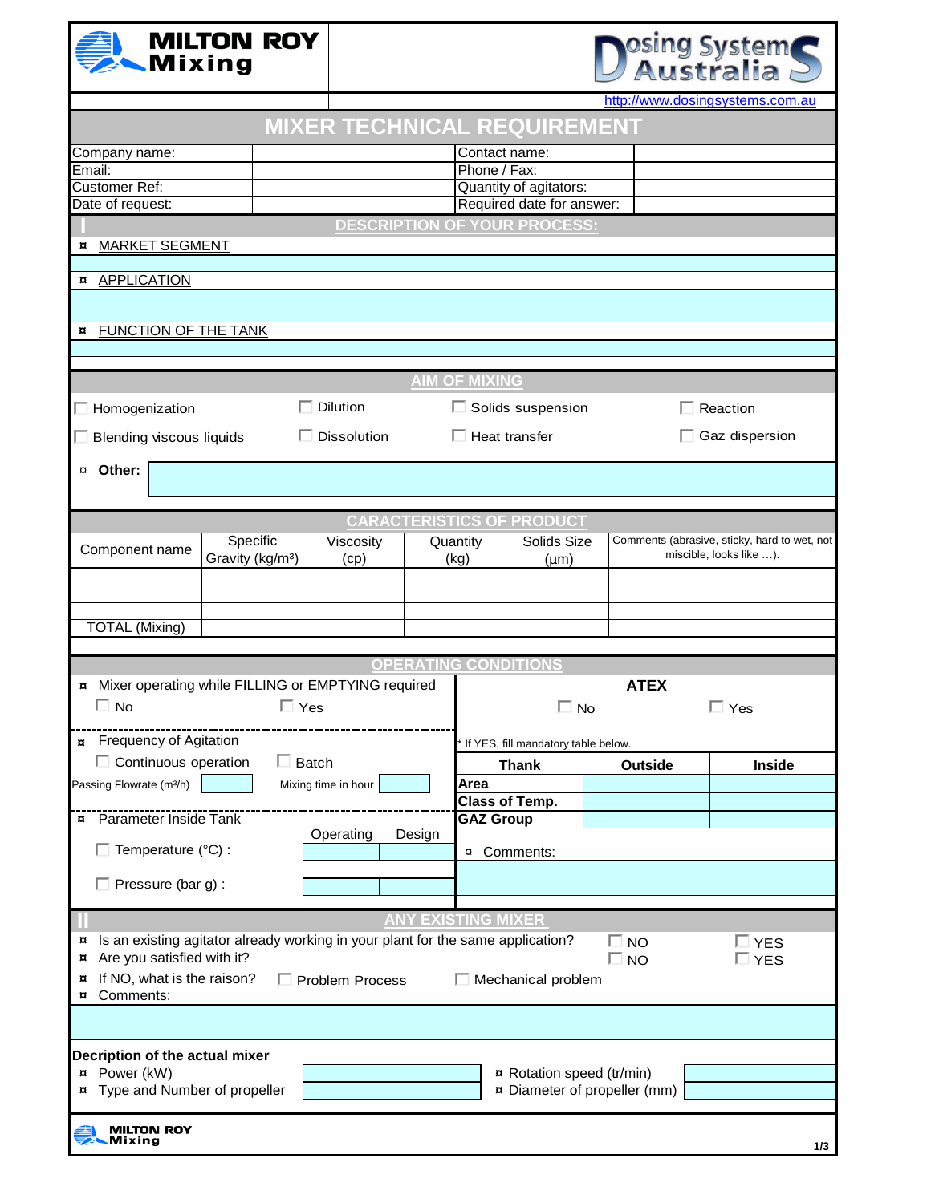**MILTON ROY Mixing** | **Dosing Systems Australia**

http://www.dosingsystems.com.au

# MIXER TECHNICAL REQUIREMENT

| | | | |
|---|---|---|---|
| Company name: | | Contact name: | |
| Email: | | Phone / Fax: | |
| Customer Ref: | | Quantity of agitators: | |
| Date of request: | | Required date for answer: | |

## I DESCRIPTION OF YOUR PROCESS:

¤ MARKET SEGMENT

¤ APPLICATION

¤ FUNCTION OF THE TANK

## AIM OF MIXING

- [ ] Homogenization
- [ ] Dilution
- [ ] Solids suspension
- [ ] Reaction
- [ ] Blending viscous liquids
- [ ] Dissolution
- [ ] Heat transfer
- [ ] Gaz dispersion

¤ **Other:**

## CARACTERISTICS OF PRODUCT

| Component name | Specific Gravity (kg/m³) | Viscosity (cp) | Quantity (kg) | Solids Size (µm) | Comments (abrasive, sticky, hard to wet, not miscible, looks like …). |
|---|---|---|---|---|---|
| | | | | | |
| | | | | | |
| | | | | | |
| TOTAL (Mixing) | | | | | |

## OPERATING CONDITIONS

¤ Mixer operating while FILLING or EMPTYING required

- [ ] No
- [ ] Yes

¤ Frequency of Agitation

- [ ] Continuous operation
- [ ] Batch

Passing Flowrate (m³/h) ______ Mixing time in hour ______

¤ Parameter Inside Tank

| | Operating | Design |
|---|---|---|
| [ ] Temperature (°C) : | | |
| [ ] Pressure (bar g) : | | |

**ATEX**

- [ ] No
- [ ] Yes

* If YES, fill mandatory table below.

| Thank | Outside | Inside |
|---|---|---|
| **Area** | | |
| **Class of Temp.** | | |
| **GAZ Group** | | |

¤ Comments:

## II ANY EXISTING MIXER

¤ Is an existing agitator already working in your plant for the same application? [ ] NO [ ] YES

¤ Are you satisfied with it? [ ] NO [ ] YES

¤ If NO, what is the raison? [ ] Problem Process [ ] Mechanical problem

¤ Comments:

**Decription of the actual mixer**

| | | | |
|---|---|---|---|
| ¤ Power (kW) | | ¤ Rotation speed (tr/min) | |
| ¤ Type and Number of propeller | | ¤ Diameter of propeller (mm) | |

**MILTON ROY Mixing**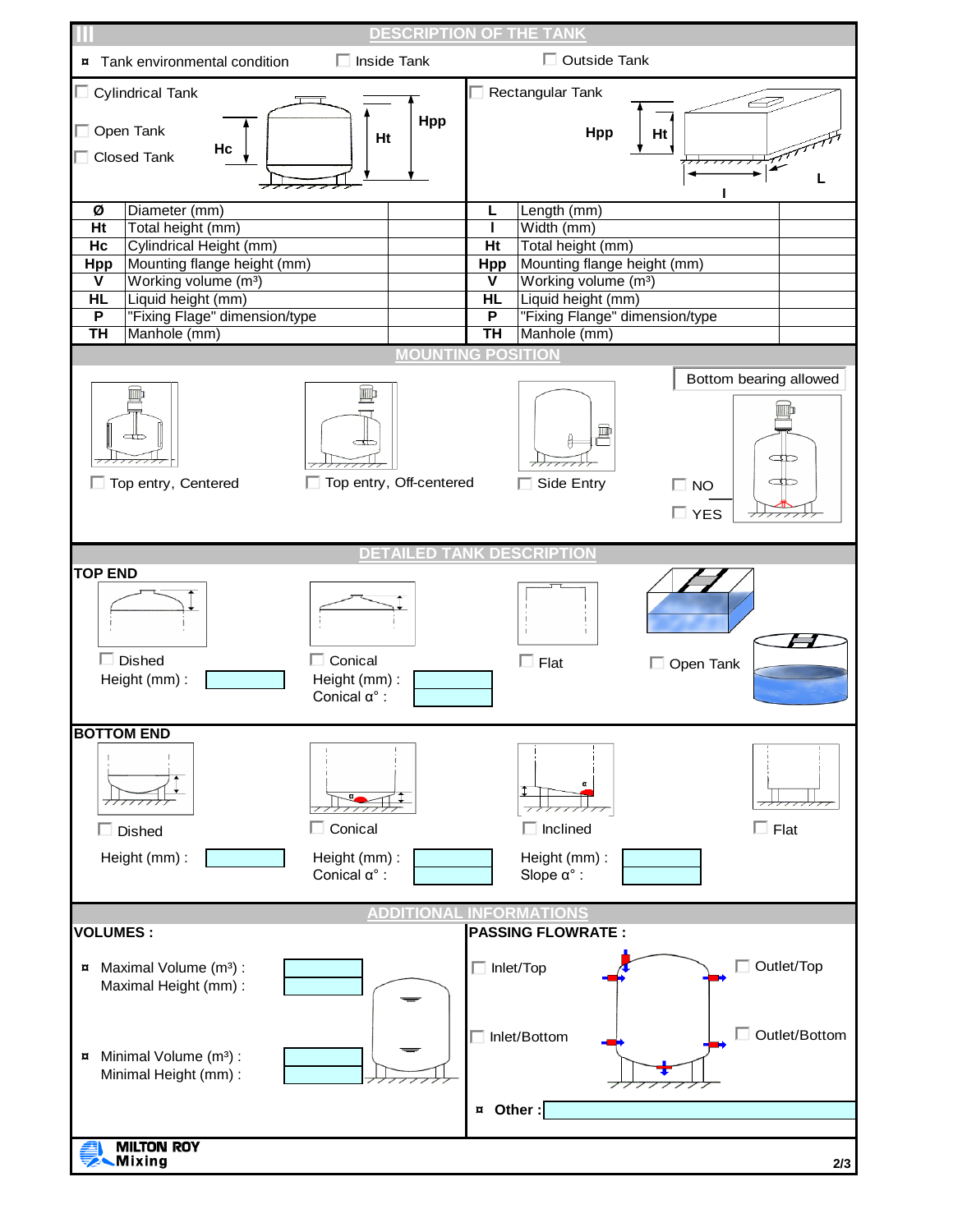## III DESCRIPTION OF THE TANK

¤ Tank environmental condition ☐ Inside Tank ☐ Outside Tank

☐ Cylindrical Tank

☐ Open Tank

☐ Closed Tank

Hc Ht Hpp

☐ Rectangular Tank

Hpp Ht L l

| | | | | | |
|---|---|---|---|---|---|
| Ø | Diameter (mm) | | L | Length (mm) | |
| Ht | Total height (mm) | | l | Width (mm) | |
| Hc | Cylindrical Height (mm) | | Ht | Total height (mm) | |
| Hpp | Mounting flange height (mm) | | Hpp | Mounting flange height (mm) | |
| V | Working volume ($m^3$) | | V | Working volume ($m^3$) | |
| HL | Liquid height (mm) | | HL | Liquid height (mm) | |
| P | "Fixing Flage" dimension/type | | P | "Fixing Flange" dimension/type | |
| TH | Manhole (mm) | | TH | Manhole (mm) | |

## MOUNTING POSITION

☐ Top entry, Centered

☐ Top entry, Off-centered

☐ Side Entry

Bottom bearing allowed

☐ NO

☐ YES

## DETAILED TANK DESCRIPTION

**TOP END**

☐ Dished
Height (mm) :

☐ Conical
Height (mm) :
Conical α° :

☐ Flat

☐ Open Tank

**BOTTOM END**

☐ Dished
Height (mm) :

☐ Conical
Height (mm) :
Conical α° :

☐ Inclined
Height (mm) :
Slope α° :

☐ Flat

## ADDITIONAL INFORMATIONS

**VOLUMES :**

¤ Maximal Volume ($m^3$) :
Maximal Height (mm) :

¤ Minimal Volume ($m^3$) :
Minimal Height (mm) :

**PASSING FLOWRATE :**

☐ Inlet/Top

☐ Outlet/Top

☐ Inlet/Bottom

☐ Outlet/Bottom

¤ **Other :**

MILTON ROY Mixing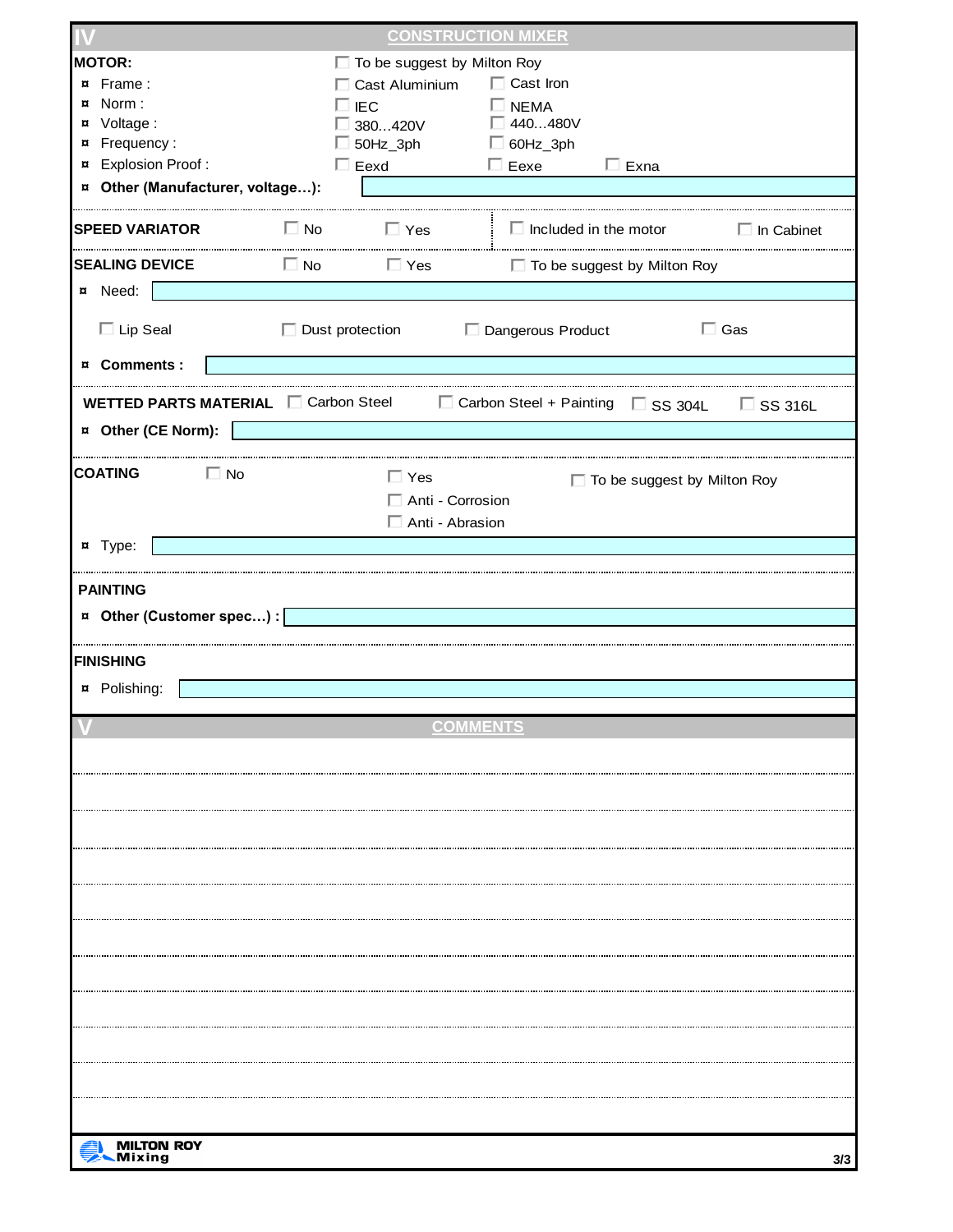## IV CONSTRUCTION MIXER

**MOTOR:** ☐ To be suggest by Milton Roy

- Frame : ☐ Cast Aluminium ☐ Cast Iron
- Norm : ☐ IEC ☐ NEMA
- Voltage : ☐ 380…420V ☐ 440…480V
- Frequency : ☐ 50Hz_3ph ☐ 60Hz_3ph
- Explosion Proof : ☐ Eexd ☐ Eexe ☐ Exna
- **Other (Manufacturer, voltage…):**

**SPEED VARIATOR** ☐ No ☐ Yes ☐ Included in the motor ☐ In Cabinet

**SEALING DEVICE** ☐ No ☐ Yes ☐ To be suggest by Milton Roy

- Need:

☐ Lip Seal ☐ Dust protection ☐ Dangerous Product ☐ Gas

- **Comments :**

**WETTED PARTS MATERIAL** ☐ Carbon Steel ☐ Carbon Steel + Painting ☐ SS 304L ☐ SS 316L

- **Other (CE Norm):**

**COATING** ☐ No ☐ Yes ☐ To be suggest by Milton Roy

☐ Anti - Corrosion

☐ Anti - Abrasion

- Type:

**PAINTING**

- **Other (Customer spec…) :**

**FINISHING**

- Polishing:

## V COMMENTS

MILTON ROY Mixing